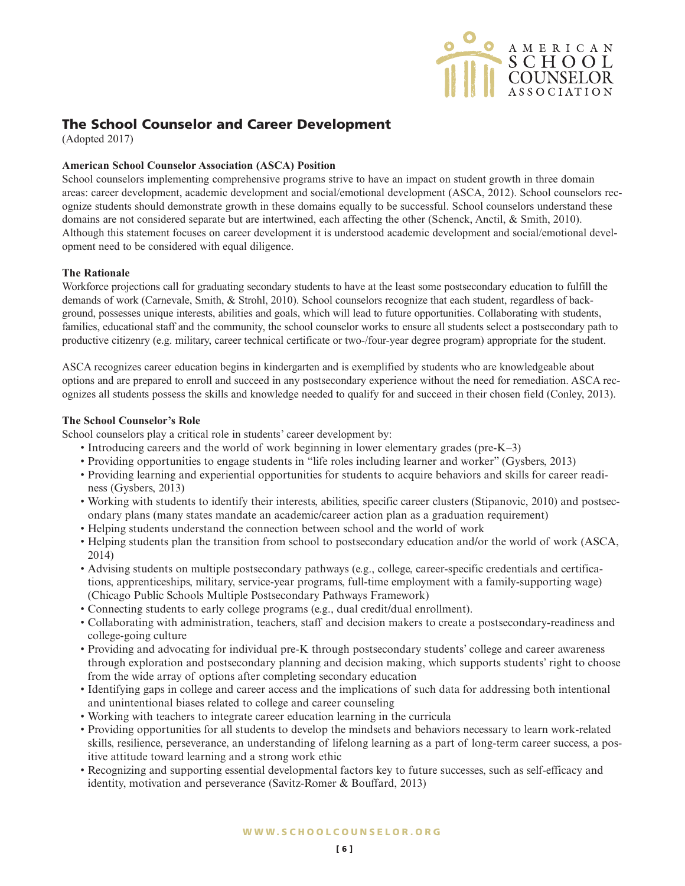## The School Counselor and Career Development

(Adopted 2017)

**American School Counselor Association (ASCA) Position**

School counselors implementing comprehensive programs strive to have an impact on student growth in three domain areas: career development, academic development and social/emotional development (ASCA, 2012). School counselors recognize students should demonstrate growth in these domains equally to be successful. School counselors understand these domains are not considered separate but are intertwined, each affecting the other (Schenck, Anctil, & Smith, 2010). Although this statement focuses on career development it is understood academic development and social/emotional development need to be considered with equal diligence.

**The Rationale**

Workforce projections call for graduating secondary students to have at the least some postsecondary education to fulfill the demands of work (Carnevale, Smith, & Strohl, 2010). School counselors recognize that each student, regardless of background, possesses unique interests, abilities and goals, which will lead to future opportunities. Collaborating with students, families, educational staff and the community, the school counselor works to ensure all students select a postsecondary path to productive citizenry (e.g. military, career technical certificate or two-/four-year degree program) appropriate for the student.

ASCA recognizes career education begins in kindergarten and is exemplified by students who are knowledgeable about options and are prepared to enroll and succeed in any postsecondary experience without the need for remediation. ASCA recognizes all students possess the skills and knowledge needed to qualify for and succeed in their chosen field (Conley, 2013).

**The School Counselor's Role**

School counselors play a critical role in students' career development by:

- Introducing careers and the world of work beginning in lower elementary grades (pre-K–3)
- Providing opportunities to engage students in "life roles including learner and worker" (Gysbers, 2013)
- Providing learning and experiential opportunities for students to acquire behaviors and skills for career readiness (Gysbers, 2013)
- Working with students to identify their interests, abilities, specific career clusters (Stipanovic, 2010) and postsecondary plans (many states mandate an academic/career action plan as a graduation requirement)
- Helping students understand the connection between school and the world of work
- Helping students plan the transition from school to postsecondary education and/or the world of work (ASCA, 2014)
- Advising students on multiple postsecondary pathways (e.g., college, career-specific credentials and certifications, apprenticeships, military, service-year programs, full-time employment with a family-supporting wage) (Chicago Public Schools Multiple Postsecondary Pathways Framework)
- Connecting students to early college programs (e.g., dual credit/dual enrollment).
- Collaborating with administration, teachers, staff and decision makers to create a postsecondary-readiness and college-going culture
- Providing and advocating for individual pre-K through postsecondary students' college and career awareness through exploration and postsecondary planning and decision making, which supports students' right to choose from the wide array of options after completing secondary education
- Identifying gaps in college and career access and the implications of such data for addressing both intentional and unintentional biases related to college and career counseling
- Working with teachers to integrate career education learning in the curricula
- Providing opportunities for all students to develop the mindsets and behaviors necessary to learn work-related skills, resilience, perseverance, an understanding of lifelong learning as a part of long-term career success, a positive attitude toward learning and a strong work ethic
- Recognizing and supporting essential developmental factors key to future successes, such as self-efficacy and identity, motivation and perseverance (Savitz-Romer & Bouffard, 2013)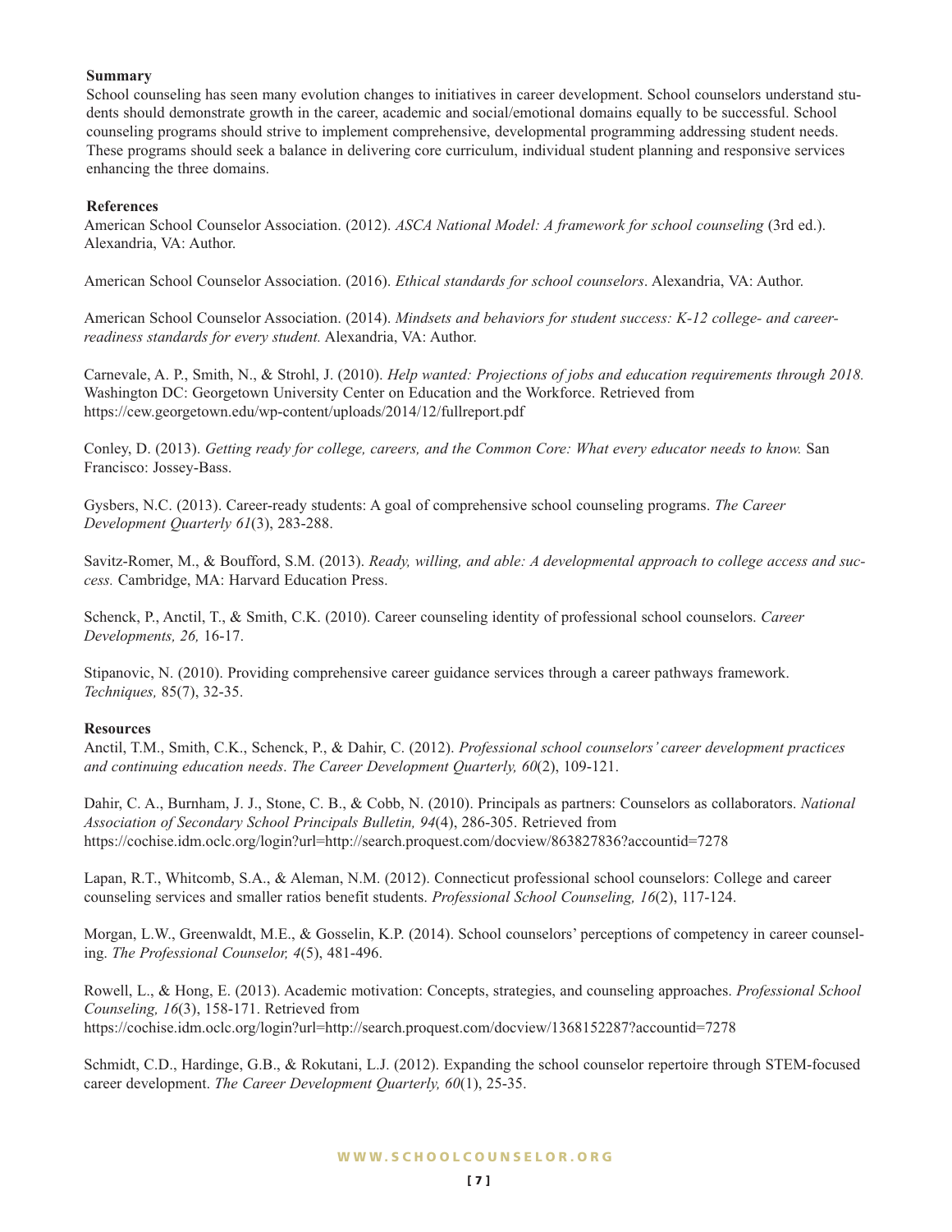## Summary

School counseling has seen many evolution changes to initiatives in career development. School counselors understand students should demonstrate growth in the career, academic and social/emotional domains equally to be successful. School counseling programs should strive to implement comprehensive, developmental programming addressing student needs. These programs should seek a balance in delivering core curriculum, individual student planning and responsive services enhancing the three domains.

## References

American School Counselor Association. (2012). *ASCA National Model: A framework for school counseling* (3rd ed.). Alexandria, VA: Author.

American School Counselor Association. (2016). *Ethical standards for school counselors*. Alexandria, VA: Author.

American School Counselor Association. (2014). *Mindsets and behaviors for student success: K-12 college- and career-readiness standards for every student.* Alexandria, VA: Author.

Carnevale, A. P., Smith, N., & Strohl, J. (2010). *Help wanted: Projections of jobs and education requirements through 2018.* Washington DC: Georgetown University Center on Education and the Workforce. Retrieved from https://cew.georgetown.edu/wp-content/uploads/2014/12/fullreport.pdf

Conley, D. (2013). *Getting ready for college, careers, and the Common Core: What every educator needs to know.* San Francisco: Jossey-Bass.

Gysbers, N.C. (2013). Career-ready students: A goal of comprehensive school counseling programs. *The Career Development Quarterly 61*(3), 283-288.

Savitz-Romer, M., & Boufford, S.M. (2013). *Ready, willing, and able: A developmental approach to college access and success.* Cambridge, MA: Harvard Education Press.

Schenck, P., Anctil, T., & Smith, C.K. (2010). Career counseling identity of professional school counselors. *Career Developments, 26,* 16-17.

Stipanovic, N. (2010). Providing comprehensive career guidance services through a career pathways framework. *Techniques,* 85(7), 32-35.

## Resources

Anctil, T.M., Smith, C.K., Schenck, P., & Dahir, C. (2012). *Professional school counselors' career development practices and continuing education needs. The Career Development Quarterly, 60*(2), 109-121.

Dahir, C. A., Burnham, J. J., Stone, C. B., & Cobb, N. (2010). Principals as partners: Counselors as collaborators. *National Association of Secondary School Principals Bulletin, 94*(4), 286-305. Retrieved from https://cochise.idm.oclc.org/login?url=http://search.proquest.com/docview/863827836?accountid=7278

Lapan, R.T., Whitcomb, S.A., & Aleman, N.M. (2012). Connecticut professional school counselors: College and career counseling services and smaller ratios benefit students. *Professional School Counseling, 16*(2), 117-124.

Morgan, L.W., Greenwaldt, M.E., & Gosselin, K.P. (2014). School counselors' perceptions of competency in career counseling. *The Professional Counselor, 4*(5), 481-496.

Rowell, L., & Hong, E. (2013). Academic motivation: Concepts, strategies, and counseling approaches. *Professional School Counseling, 16*(3), 158-171. Retrieved from https://cochise.idm.oclc.org/login?url=http://search.proquest.com/docview/1368152287?accountid=7278

Schmidt, C.D., Hardinge, G.B., & Rokutani, L.J. (2012). Expanding the school counselor repertoire through STEM-focused career development. *The Career Development Quarterly, 60*(1), 25-35.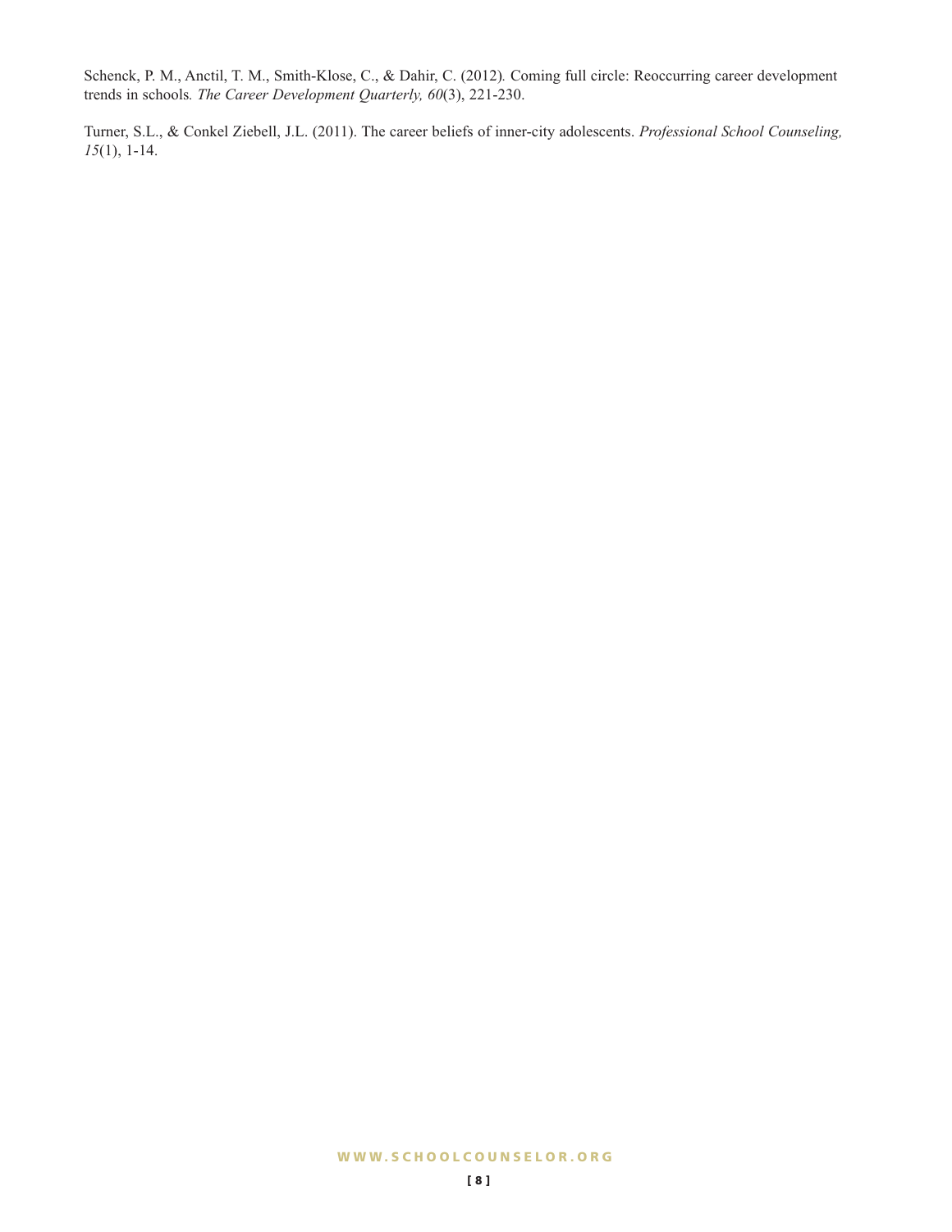Schenck, P. M., Anctil, T. M., Smith-Klose, C., & Dahir, C. (2012). Coming full circle: Reoccurring career development trends in schools. *The Career Development Quarterly, 60*(3), 221-230.

Turner, S.L., & Conkel Ziebell, J.L. (2011). The career beliefs of inner-city adolescents. *Professional School Counseling, 15*(1), 1-14.